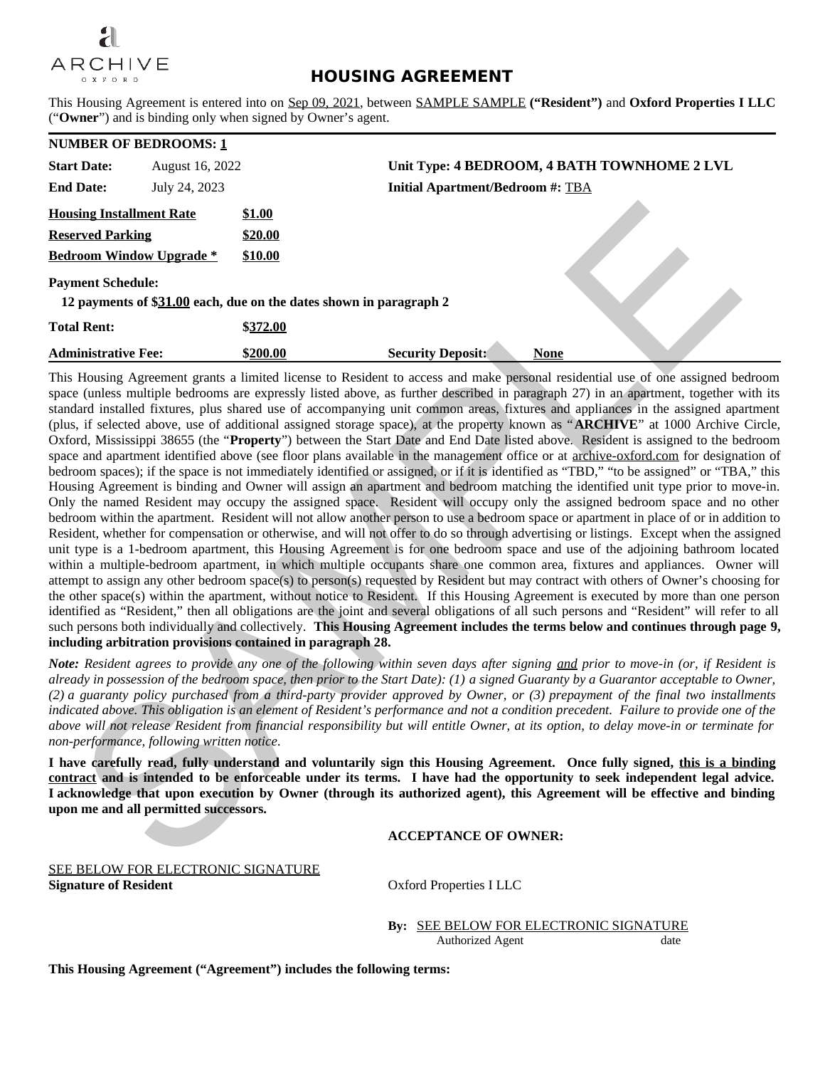ARCHIVE
OXFORD

# HOUSING AGREEMENT

This Housing Agreement is entered into on Sep 09, 2021, between SAMPLE SAMPLE **("Resident")** and **Oxford Properties I LLC** ("**Owner**") and is binding only when signed by Owner's agent.

**NUMBER OF BEDROOMS: 1**

| | | | |
|---|---|---|---|
| **Start Date:** | August 16, 2022 | **Unit Type: 4 BEDROOM, 4 BATH TOWNHOME 2 LVL** | |
| **End Date:** | July 24, 2023 | **Initial Apartment/Bedroom #:** TBA | |
| **Housing Installment Rate** | **$1.00** | | |
| **Reserved Parking** | **$20.00** | | |
| **Bedroom Window Upgrade *** | **$10.00** | | |

**Payment Schedule:**

**12 payments of $31.00 each, due on the dates shown in paragraph 2**

| | | | |
|---|---|---|---|
| **Total Rent:** | **$372.00** | | |
| **Administrative Fee:** | **$200.00** | **Security Deposit:** | **None** |

This Housing Agreement grants a limited license to Resident to access and make personal residential use of one assigned bedroom space (unless multiple bedrooms are expressly listed above, as further described in paragraph 27) in an apartment, together with its standard installed fixtures, plus shared use of accompanying unit common areas, fixtures and appliances in the assigned apartment (plus, if selected above, use of additional assigned storage space), at the property known as "**ARCHIVE**" at 1000 Archive Circle, Oxford, Mississippi 38655 (the "**Property**") between the Start Date and End Date listed above. Resident is assigned to the bedroom space and apartment identified above (see floor plans available in the management office or at archive-oxford.com for designation of bedroom spaces); if the space is not immediately identified or assigned, or if it is identified as "TBD," "to be assigned" or "TBA," this Housing Agreement is binding and Owner will assign an apartment and bedroom matching the identified unit type prior to move-in. Only the named Resident may occupy the assigned space. Resident will occupy only the assigned bedroom space and no other bedroom within the apartment. Resident will not allow another person to use a bedroom space or apartment in place of or in addition to Resident, whether for compensation or otherwise, and will not offer to do so through advertising or listings. Except when the assigned unit type is a 1-bedroom apartment, this Housing Agreement is for one bedroom space and use of the adjoining bathroom located within a multiple-bedroom apartment, in which multiple occupants share one common area, fixtures and appliances. Owner will attempt to assign any other bedroom space(s) to person(s) requested by Resident but may contract with others of Owner's choosing for the other space(s) within the apartment, without notice to Resident. If this Housing Agreement is executed by more than one person identified as "Resident," then all obligations are the joint and several obligations of all such persons and "Resident" will refer to all such persons both individually and collectively. **This Housing Agreement includes the terms below and continues through page 9, including arbitration provisions contained in paragraph 28.**

***Note:*** *Resident agrees to provide any one of the following within seven days after signing and prior to move-in (or, if Resident is already in possession of the bedroom space, then prior to the Start Date): (1) a signed Guaranty by a Guarantor acceptable to Owner, (2) a guaranty policy purchased from a third-party provider approved by Owner, or (3) prepayment of the final two installments indicated above. This obligation is an element of Resident's performance and not a condition precedent. Failure to provide one of the above will not release Resident from financial responsibility but will entitle Owner, at its option, to delay move-in or terminate for non-performance, following written notice.*

**I have carefully read, fully understand and voluntarily sign this Housing Agreement. Once fully signed, this is a binding contract and is intended to be enforceable under its terms. I have had the opportunity to seek independent legal advice. I acknowledge that upon execution by Owner (through its authorized agent), this Agreement will be effective and binding upon me and all permitted successors.**

**ACCEPTANCE OF OWNER:**

SEE BELOW FOR ELECTRONIC SIGNATURE
**Signature of Resident**

Oxford Properties I LLC

**By:** SEE BELOW FOR ELECTRONIC SIGNATURE
Authorized Agent date

**This Housing Agreement ("Agreement") includes the following terms:**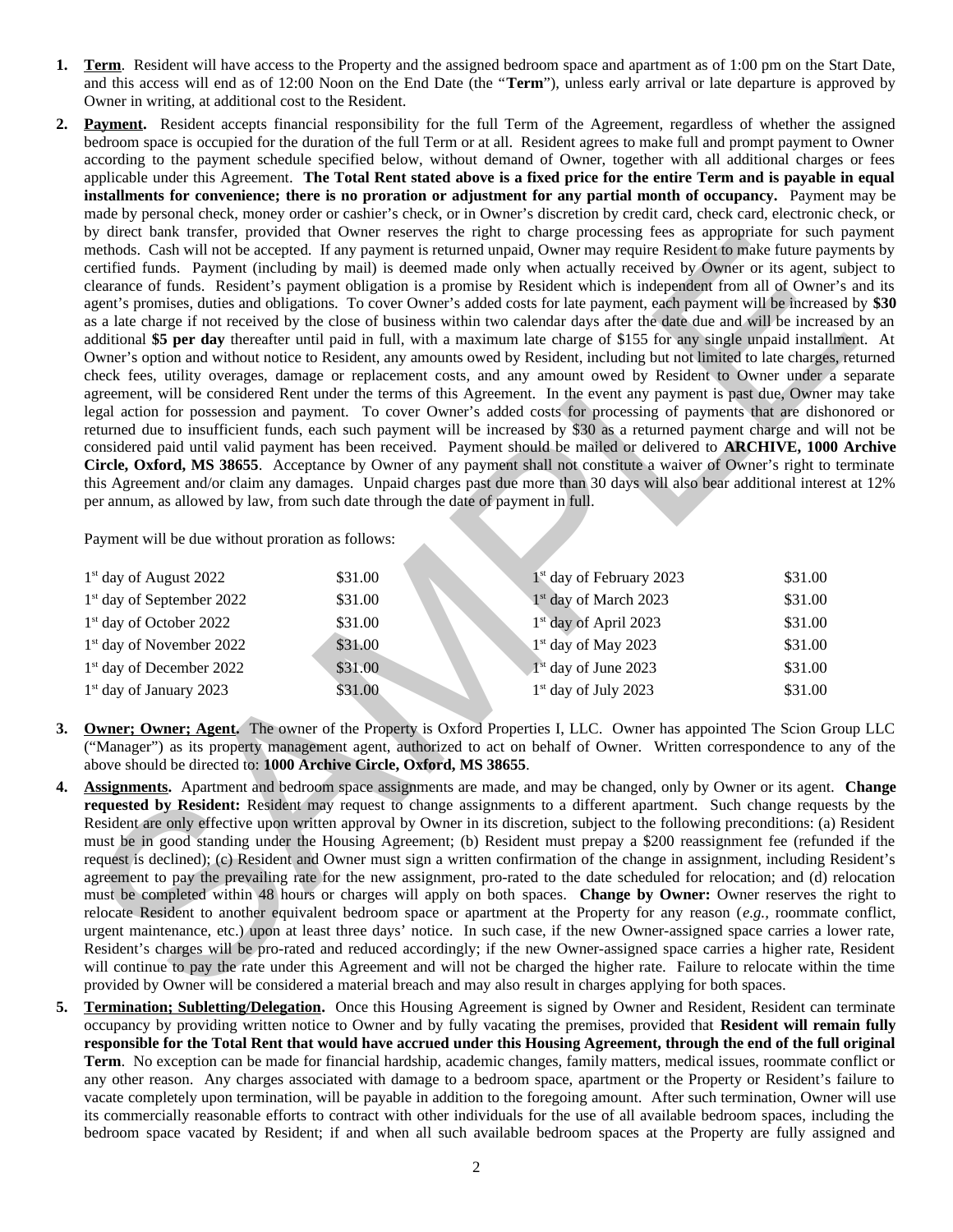1. **Term**. Resident will have access to the Property and the assigned bedroom space and apartment as of 1:00 pm on the Start Date, and this access will end as of 12:00 Noon on the End Date (the "**Term**"), unless early arrival or late departure is approved by Owner in writing, at additional cost to the Resident.

2. **Payment.** Resident accepts financial responsibility for the full Term of the Agreement, regardless of whether the assigned bedroom space is occupied for the duration of the full Term or at all. Resident agrees to make full and prompt payment to Owner according to the payment schedule specified below, without demand of Owner, together with all additional charges or fees applicable under this Agreement. **The Total Rent stated above is a fixed price for the entire Term and is payable in equal installments for convenience; there is no proration or adjustment for any partial month of occupancy.** Payment may be made by personal check, money order or cashier's check, or in Owner's discretion by credit card, check card, electronic check, or by direct bank transfer, provided that Owner reserves the right to charge processing fees as appropriate for such payment methods. Cash will not be accepted. If any payment is returned unpaid, Owner may require Resident to make future payments by certified funds. Payment (including by mail) is deemed made only when actually received by Owner or its agent, subject to clearance of funds. Resident's payment obligation is a promise by Resident which is independent from all of Owner's and its agent's promises, duties and obligations. To cover Owner's added costs for late payment, each payment will be increased by **$30** as a late charge if not received by the close of business within two calendar days after the date due and will be increased by an additional **$5 per day** thereafter until paid in full, with a maximum late charge of $155 for any single unpaid installment. At Owner's option and without notice to Resident, any amounts owed by Resident, including but not limited to late charges, returned check fees, utility overages, damage or replacement costs, and any amount owed by Resident to Owner under a separate agreement, will be considered Rent under the terms of this Agreement. In the event any payment is past due, Owner may take legal action for possession and payment. To cover Owner's added costs for processing of payments that are dishonored or returned due to insufficient funds, each such payment will be increased by $30 as a returned payment charge and will not be considered paid until valid payment has been received. Payment should be mailed or delivered to **ARCHIVE, 1000 Archive Circle, Oxford, MS 38655**. Acceptance by Owner of any payment shall not constitute a waiver of Owner's right to terminate this Agreement and/or claim any damages. Unpaid charges past due more than 30 days will also bear additional interest at 12% per annum, as allowed by law, from such date through the date of payment in full.

   Payment will be due without proration as follows:

| | | | |
|---|---|---|---|
| 1st day of August 2022 | $31.00 | 1st day of February 2023 | $31.00 |
| 1st day of September 2022 | $31.00 | 1st day of March 2023 | $31.00 |
| 1st day of October 2022 | $31.00 | 1st day of April 2023 | $31.00 |
| 1st day of November 2022 | $31.00 | 1st day of May 2023 | $31.00 |
| 1st day of December 2022 | $31.00 | 1st day of June 2023 | $31.00 |
| 1st day of January 2023 | $31.00 | 1st day of July 2023 | $31.00 |

3. **Owner; Owner; Agent.** The owner of the Property is Oxford Properties I, LLC. Owner has appointed The Scion Group LLC ("Manager") as its property management agent, authorized to act on behalf of Owner. Written correspondence to any of the above should be directed to: **1000 Archive Circle, Oxford, MS 38655**.

4. **Assignments.** Apartment and bedroom space assignments are made, and may be changed, only by Owner or its agent. **Change requested by Resident:** Resident may request to change assignments to a different apartment. Such change requests by the Resident are only effective upon written approval by Owner in its discretion, subject to the following preconditions: (a) Resident must be in good standing under the Housing Agreement; (b) Resident must prepay a $200 reassignment fee (refunded if the request is declined); (c) Resident and Owner must sign a written confirmation of the change in assignment, including Resident's agreement to pay the prevailing rate for the new assignment, pro-rated to the date scheduled for relocation; and (d) relocation must be completed within 48 hours or charges will apply on both spaces. **Change by Owner:** Owner reserves the right to relocate Resident to another equivalent bedroom space or apartment at the Property for any reason (*e.g.*, roommate conflict, urgent maintenance, etc.) upon at least three days' notice. In such case, if the new Owner-assigned space carries a lower rate, Resident's charges will be pro-rated and reduced accordingly; if the new Owner-assigned space carries a higher rate, Resident will continue to pay the rate under this Agreement and will not be charged the higher rate. Failure to relocate within the time provided by Owner will be considered a material breach and may also result in charges applying for both spaces.

5. **Termination; Subletting/Delegation.** Once this Housing Agreement is signed by Owner and Resident, Resident can terminate occupancy by providing written notice to Owner and by fully vacating the premises, provided that **Resident will remain fully responsible for the Total Rent that would have accrued under this Housing Agreement, through the end of the full original Term**. No exception can be made for financial hardship, academic changes, family matters, medical issues, roommate conflict or any other reason. Any charges associated with damage to a bedroom space, apartment or the Property or Resident's failure to vacate completely upon termination, will be payable in addition to the foregoing amount. After such termination, Owner will use its commercially reasonable efforts to contract with other individuals for the use of all available bedroom spaces, including the bedroom space vacated by Resident; if and when all such available bedroom spaces at the Property are fully assigned and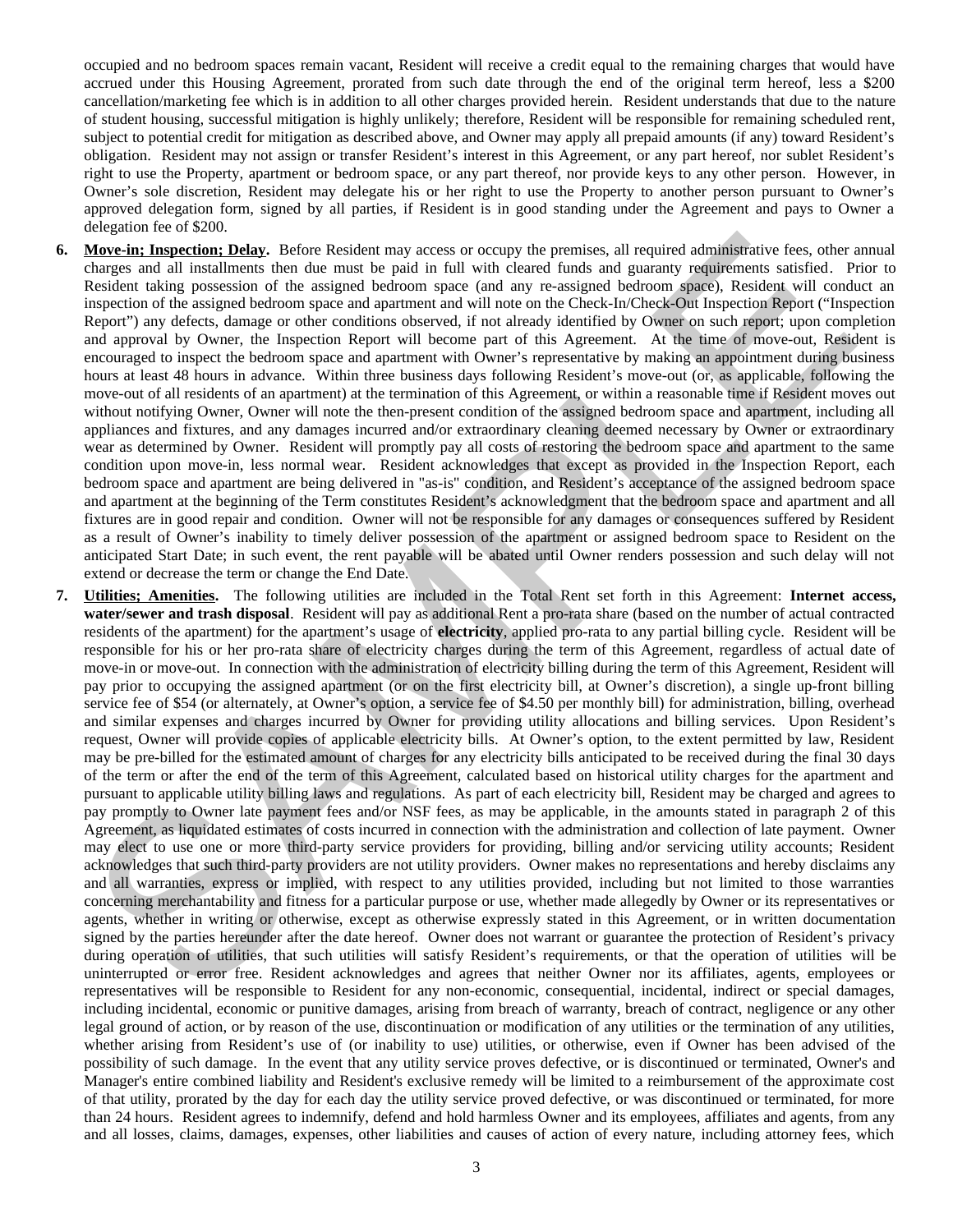occupied and no bedroom spaces remain vacant, Resident will receive a credit equal to the remaining charges that would have accrued under this Housing Agreement, prorated from such date through the end of the original term hereof, less a $200 cancellation/marketing fee which is in addition to all other charges provided herein. Resident understands that due to the nature of student housing, successful mitigation is highly unlikely; therefore, Resident will be responsible for remaining scheduled rent, subject to potential credit for mitigation as described above, and Owner may apply all prepaid amounts (if any) toward Resident's obligation. Resident may not assign or transfer Resident's interest in this Agreement, or any part hereof, nor sublet Resident's right to use the Property, apartment or bedroom space, or any part thereof, nor provide keys to any other person. However, in Owner's sole discretion, Resident may delegate his or her right to use the Property to another person pursuant to Owner's approved delegation form, signed by all parties, if Resident is in good standing under the Agreement and pays to Owner a delegation fee of $200.

6. **Move-in; Inspection; Delay.** Before Resident may access or occupy the premises, all required administrative fees, other annual charges and all installments then due must be paid in full with cleared funds and guaranty requirements satisfied. Prior to Resident taking possession of the assigned bedroom space (and any re-assigned bedroom space), Resident will conduct an inspection of the assigned bedroom space and apartment and will note on the Check-In/Check-Out Inspection Report ("Inspection Report") any defects, damage or other conditions observed, if not already identified by Owner on such report; upon completion and approval by Owner, the Inspection Report will become part of this Agreement. At the time of move-out, Resident is encouraged to inspect the bedroom space and apartment with Owner's representative by making an appointment during business hours at least 48 hours in advance. Within three business days following Resident's move-out (or, as applicable, following the move-out of all residents of an apartment) at the termination of this Agreement, or within a reasonable time if Resident moves out without notifying Owner, Owner will note the then-present condition of the assigned bedroom space and apartment, including all appliances and fixtures, and any damages incurred and/or extraordinary cleaning deemed necessary by Owner or extraordinary wear as determined by Owner. Resident will promptly pay all costs of restoring the bedroom space and apartment to the same condition upon move-in, less normal wear. Resident acknowledges that except as provided in the Inspection Report, each bedroom space and apartment are being delivered in "as-is" condition, and Resident's acceptance of the assigned bedroom space and apartment at the beginning of the Term constitutes Resident's acknowledgment that the bedroom space and apartment and all fixtures are in good repair and condition. Owner will not be responsible for any damages or consequences suffered by Resident as a result of Owner's inability to timely deliver possession of the apartment or assigned bedroom space to Resident on the anticipated Start Date; in such event, the rent payable will be abated until Owner renders possession and such delay will not extend or decrease the term or change the End Date.

7. **Utilities; Amenities.** The following utilities are included in the Total Rent set forth in this Agreement: **Internet access, water/sewer and trash disposal**. Resident will pay as additional Rent a pro-rata share (based on the number of actual contracted residents of the apartment) for the apartment's usage of **electricity**, applied pro-rata to any partial billing cycle. Resident will be responsible for his or her pro-rata share of electricity charges during the term of this Agreement, regardless of actual date of move-in or move-out. In connection with the administration of electricity billing during the term of this Agreement, Resident will pay prior to occupying the assigned apartment (or on the first electricity bill, at Owner's discretion), a single up-front billing service fee of $54 (or alternately, at Owner's option, a service fee of $4.50 per monthly bill) for administration, billing, overhead and similar expenses and charges incurred by Owner for providing utility allocations and billing services. Upon Resident's request, Owner will provide copies of applicable electricity bills. At Owner's option, to the extent permitted by law, Resident may be pre-billed for the estimated amount of charges for any electricity bills anticipated to be received during the final 30 days of the term or after the end of the term of this Agreement, calculated based on historical utility charges for the apartment and pursuant to applicable utility billing laws and regulations. As part of each electricity bill, Resident may be charged and agrees to pay promptly to Owner late payment fees and/or NSF fees, as may be applicable, in the amounts stated in paragraph 2 of this Agreement, as liquidated estimates of costs incurred in connection with the administration and collection of late payment. Owner may elect to use one or more third-party service providers for providing, billing and/or servicing utility accounts; Resident acknowledges that such third-party providers are not utility providers. Owner makes no representations and hereby disclaims any and all warranties, express or implied, with respect to any utilities provided, including but not limited to those warranties concerning merchantability and fitness for a particular purpose or use, whether made allegedly by Owner or its representatives or agents, whether in writing or otherwise, except as otherwise expressly stated in this Agreement, or in written documentation signed by the parties hereunder after the date hereof. Owner does not warrant or guarantee the protection of Resident's privacy during operation of utilities, that such utilities will satisfy Resident's requirements, or that the operation of utilities will be uninterrupted or error free. Resident acknowledges and agrees that neither Owner nor its affiliates, agents, employees or representatives will be responsible to Resident for any non-economic, consequential, incidental, indirect or special damages, including incidental, economic or punitive damages, arising from breach of warranty, breach of contract, negligence or any other legal ground of action, or by reason of the use, discontinuation or modification of any utilities or the termination of any utilities, whether arising from Resident's use of (or inability to use) utilities, or otherwise, even if Owner has been advised of the possibility of such damage. In the event that any utility service proves defective, or is discontinued or terminated, Owner's and Manager's entire combined liability and Resident's exclusive remedy will be limited to a reimbursement of the approximate cost of that utility, prorated by the day for each day the utility service proved defective, or was discontinued or terminated, for more than 24 hours. Resident agrees to indemnify, defend and hold harmless Owner and its employees, affiliates and agents, from any and all losses, claims, damages, expenses, other liabilities and causes of action of every nature, including attorney fees, which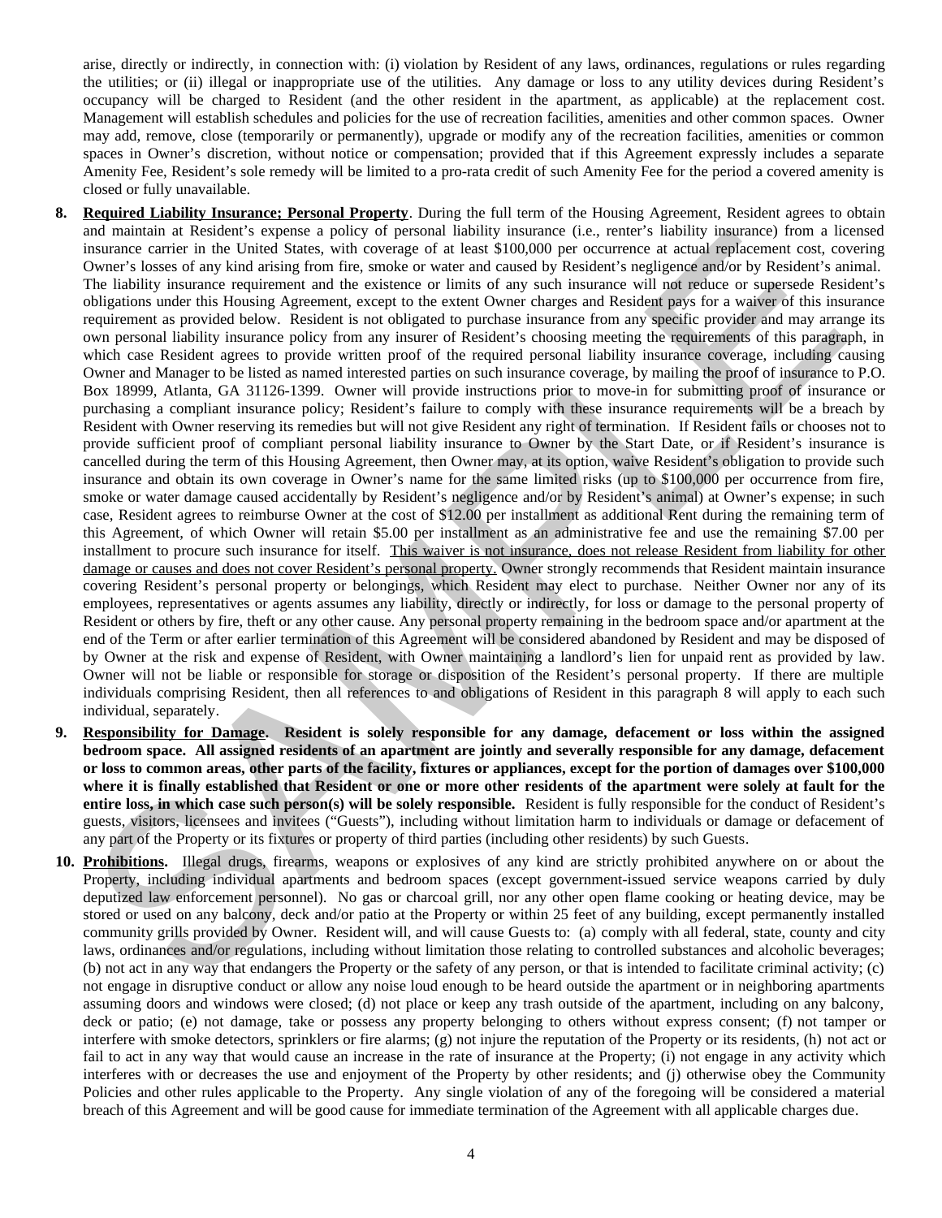arise, directly or indirectly, in connection with: (i) violation by Resident of any laws, ordinances, regulations or rules regarding the utilities; or (ii) illegal or inappropriate use of the utilities. Any damage or loss to any utility devices during Resident's occupancy will be charged to Resident (and the other resident in the apartment, as applicable) at the replacement cost. Management will establish schedules and policies for the use of recreation facilities, amenities and other common spaces. Owner may add, remove, close (temporarily or permanently), upgrade or modify any of the recreation facilities, amenities or common spaces in Owner's discretion, without notice or compensation; provided that if this Agreement expressly includes a separate Amenity Fee, Resident's sole remedy will be limited to a pro-rata credit of such Amenity Fee for the period a covered amenity is closed or fully unavailable.

8. **Required Liability Insurance; Personal Property**. During the full term of the Housing Agreement, Resident agrees to obtain and maintain at Resident's expense a policy of personal liability insurance (i.e., renter's liability insurance) from a licensed insurance carrier in the United States, with coverage of at least $100,000 per occurrence at actual replacement cost, covering Owner's losses of any kind arising from fire, smoke or water and caused by Resident's negligence and/or by Resident's animal. The liability insurance requirement and the existence or limits of any such insurance will not reduce or supersede Resident's obligations under this Housing Agreement, except to the extent Owner charges and Resident pays for a waiver of this insurance requirement as provided below. Resident is not obligated to purchase insurance from any specific provider and may arrange its own personal liability insurance policy from any insurer of Resident's choosing meeting the requirements of this paragraph, in which case Resident agrees to provide written proof of the required personal liability insurance coverage, including causing Owner and Manager to be listed as named interested parties on such insurance coverage, by mailing the proof of insurance to P.O. Box 18999, Atlanta, GA 31126-1399. Owner will provide instructions prior to move-in for submitting proof of insurance or purchasing a compliant insurance policy; Resident's failure to comply with these insurance requirements will be a breach by Resident with Owner reserving its remedies but will not give Resident any right of termination. If Resident fails or chooses not to provide sufficient proof of compliant personal liability insurance to Owner by the Start Date, or if Resident's insurance is cancelled during the term of this Housing Agreement, then Owner may, at its option, waive Resident's obligation to provide such insurance and obtain its own coverage in Owner's name for the same limited risks (up to $100,000 per occurrence from fire, smoke or water damage caused accidentally by Resident's negligence and/or by Resident's animal) at Owner's expense; in such case, Resident agrees to reimburse Owner at the cost of $12.00 per installment as additional Rent during the remaining term of this Agreement, of which Owner will retain $5.00 per installment as an administrative fee and use the remaining $7.00 per installment to procure such insurance for itself. <u>This waiver is not insurance, does not release Resident from liability for other damage or causes and does not cover Resident's personal property.</u> Owner strongly recommends that Resident maintain insurance covering Resident's personal property or belongings, which Resident may elect to purchase. Neither Owner nor any of its employees, representatives or agents assumes any liability, directly or indirectly, for loss or damage to the personal property of Resident or others by fire, theft or any other cause. Any personal property remaining in the bedroom space and/or apartment at the end of the Term or after earlier termination of this Agreement will be considered abandoned by Resident and may be disposed of by Owner at the risk and expense of Resident, with Owner maintaining a landlord's lien for unpaid rent as provided by law. Owner will not be liable or responsible for storage or disposition of the Resident's personal property. If there are multiple individuals comprising Resident, then all references to and obligations of Resident in this paragraph 8 will apply to each such individual, separately.

9. **Responsibility for Damage. Resident is solely responsible for any damage, defacement or loss within the assigned bedroom space. All assigned residents of an apartment are jointly and severally responsible for any damage, defacement or loss to common areas, other parts of the facility, fixtures or appliances, except for the portion of damages over $100,000 where it is finally established that Resident or one or more other residents of the apartment were solely at fault for the entire loss, in which case such person(s) will be solely responsible.** Resident is fully responsible for the conduct of Resident's guests, visitors, licensees and invitees ("Guests"), including without limitation harm to individuals or damage or defacement of any part of the Property or its fixtures or property of third parties (including other residents) by such Guests.

10. **Prohibitions.** Illegal drugs, firearms, weapons or explosives of any kind are strictly prohibited anywhere on or about the Property, including individual apartments and bedroom spaces (except government-issued service weapons carried by duly deputized law enforcement personnel). No gas or charcoal grill, nor any other open flame cooking or heating device, may be stored or used on any balcony, deck and/or patio at the Property or within 25 feet of any building, except permanently installed community grills provided by Owner. Resident will, and will cause Guests to: (a) comply with all federal, state, county and city laws, ordinances and/or regulations, including without limitation those relating to controlled substances and alcoholic beverages; (b) not act in any way that endangers the Property or the safety of any person, or that is intended to facilitate criminal activity; (c) not engage in disruptive conduct or allow any noise loud enough to be heard outside the apartment or in neighboring apartments assuming doors and windows were closed; (d) not place or keep any trash outside of the apartment, including on any balcony, deck or patio; (e) not damage, take or possess any property belonging to others without express consent; (f) not tamper or interfere with smoke detectors, sprinklers or fire alarms; (g) not injure the reputation of the Property or its residents, (h) not act or fail to act in any way that would cause an increase in the rate of insurance at the Property; (i) not engage in any activity which interferes with or decreases the use and enjoyment of the Property by other residents; and (j) otherwise obey the Community Policies and other rules applicable to the Property. Any single violation of any of the foregoing will be considered a material breach of this Agreement and will be good cause for immediate termination of the Agreement with all applicable charges due.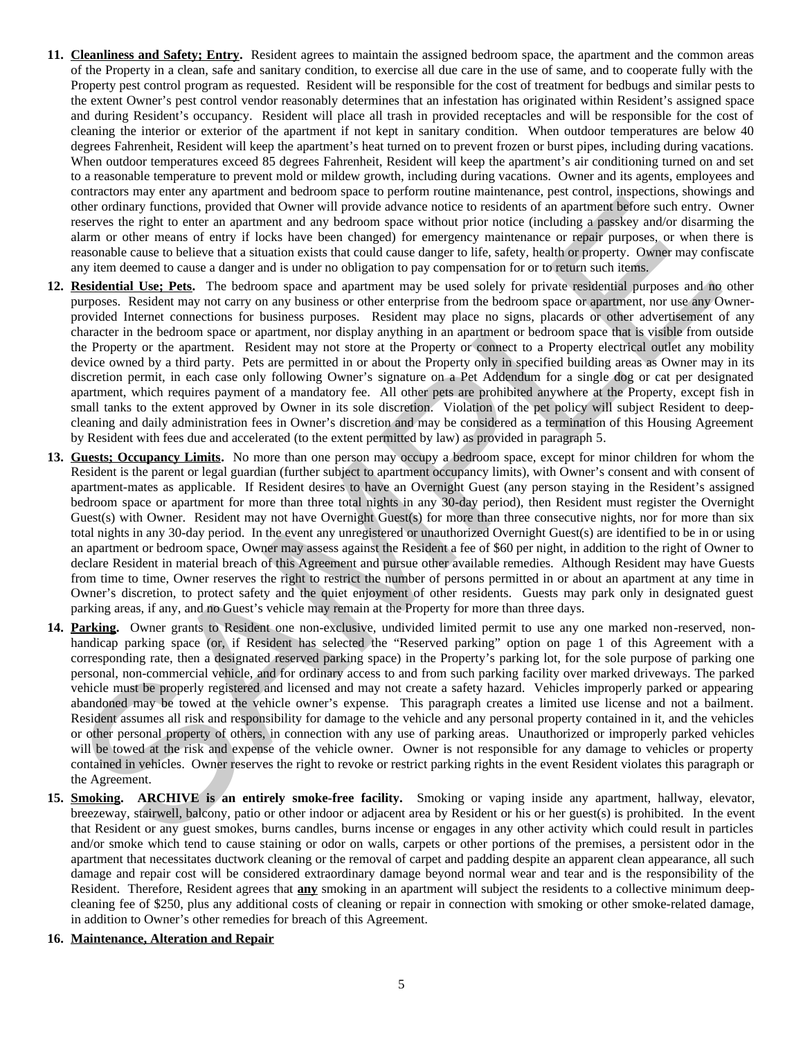11. **Cleanliness and Safety; Entry.** Resident agrees to maintain the assigned bedroom space, the apartment and the common areas of the Property in a clean, safe and sanitary condition, to exercise all due care in the use of same, and to cooperate fully with the Property pest control program as requested. Resident will be responsible for the cost of treatment for bedbugs and similar pests to the extent Owner's pest control vendor reasonably determines that an infestation has originated within Resident's assigned space and during Resident's occupancy. Resident will place all trash in provided receptacles and will be responsible for the cost of cleaning the interior or exterior of the apartment if not kept in sanitary condition. When outdoor temperatures are below 40 degrees Fahrenheit, Resident will keep the apartment's heat turned on to prevent frozen or burst pipes, including during vacations. When outdoor temperatures exceed 85 degrees Fahrenheit, Resident will keep the apartment's air conditioning turned on and set to a reasonable temperature to prevent mold or mildew growth, including during vacations. Owner and its agents, employees and contractors may enter any apartment and bedroom space to perform routine maintenance, pest control, inspections, showings and other ordinary functions, provided that Owner will provide advance notice to residents of an apartment before such entry. Owner reserves the right to enter an apartment and any bedroom space without prior notice (including a passkey and/or disarming the alarm or other means of entry if locks have been changed) for emergency maintenance or repair purposes, or when there is reasonable cause to believe that a situation exists that could cause danger to life, safety, health or property. Owner may confiscate any item deemed to cause a danger and is under no obligation to pay compensation for or to return such items.

12. **Residential Use; Pets.** The bedroom space and apartment may be used solely for private residential purposes and no other purposes. Resident may not carry on any business or other enterprise from the bedroom space or apartment, nor use any Owner-provided Internet connections for business purposes. Resident may place no signs, placards or other advertisement of any character in the bedroom space or apartment, nor display anything in an apartment or bedroom space that is visible from outside the Property or the apartment. Resident may not store at the Property or connect to a Property electrical outlet any mobility device owned by a third party. Pets are permitted in or about the Property only in specified building areas as Owner may in its discretion permit, in each case only following Owner's signature on a Pet Addendum for a single dog or cat per designated apartment, which requires payment of a mandatory fee. All other pets are prohibited anywhere at the Property, except fish in small tanks to the extent approved by Owner in its sole discretion. Violation of the pet policy will subject Resident to deep-cleaning and daily administration fees in Owner's discretion and may be considered as a termination of this Housing Agreement by Resident with fees due and accelerated (to the extent permitted by law) as provided in paragraph 5.

13. **Guests; Occupancy Limits.** No more than one person may occupy a bedroom space, except for minor children for whom the Resident is the parent or legal guardian (further subject to apartment occupancy limits), with Owner's consent and with consent of apartment-mates as applicable. If Resident desires to have an Overnight Guest (any person staying in the Resident's assigned bedroom space or apartment for more than three total nights in any 30-day period), then Resident must register the Overnight Guest(s) with Owner. Resident may not have Overnight Guest(s) for more than three consecutive nights, nor for more than six total nights in any 30-day period. In the event any unregistered or unauthorized Overnight Guest(s) are identified to be in or using an apartment or bedroom space, Owner may assess against the Resident a fee of $60 per night, in addition to the right of Owner to declare Resident in material breach of this Agreement and pursue other available remedies. Although Resident may have Guests from time to time, Owner reserves the right to restrict the number of persons permitted in or about an apartment at any time in Owner's discretion, to protect safety and the quiet enjoyment of other residents. Guests may park only in designated guest parking areas, if any, and no Guest's vehicle may remain at the Property for more than three days.

14. **Parking.** Owner grants to Resident one non-exclusive, undivided limited permit to use any one marked non-reserved, non-handicap parking space (or, if Resident has selected the "Reserved parking" option on page 1 of this Agreement with a corresponding rate, then a designated reserved parking space) in the Property's parking lot, for the sole purpose of parking one personal, non-commercial vehicle, and for ordinary access to and from such parking facility over marked driveways. The parked vehicle must be properly registered and licensed and may not create a safety hazard. Vehicles improperly parked or appearing abandoned may be towed at the vehicle owner's expense. This paragraph creates a limited use license and not a bailment. Resident assumes all risk and responsibility for damage to the vehicle and any personal property contained in it, and the vehicles or other personal property of others, in connection with any use of parking areas. Unauthorized or improperly parked vehicles will be towed at the risk and expense of the vehicle owner. Owner is not responsible for any damage to vehicles or property contained in vehicles. Owner reserves the right to revoke or restrict parking rights in the event Resident violates this paragraph or the Agreement.

15. **Smoking. ARCHIVE is an entirely smoke-free facility.** Smoking or vaping inside any apartment, hallway, elevator, breezeway, stairwell, balcony, patio or other indoor or adjacent area by Resident or his or her guest(s) is prohibited. In the event that Resident or any guest smokes, burns candles, burns incense or engages in any other activity which could result in particles and/or smoke which tend to cause staining or odor on walls, carpets or other portions of the premises, a persistent odor in the apartment that necessitates ductwork cleaning or the removal of carpet and padding despite an apparent clean appearance, all such damage and repair cost will be considered extraordinary damage beyond normal wear and tear and is the responsibility of the Resident. Therefore, Resident agrees that **any** smoking in an apartment will subject the residents to a collective minimum deep-cleaning fee of $250, plus any additional costs of cleaning or repair in connection with smoking or other smoke-related damage, in addition to Owner's other remedies for breach of this Agreement.

16. **Maintenance, Alteration and Repair**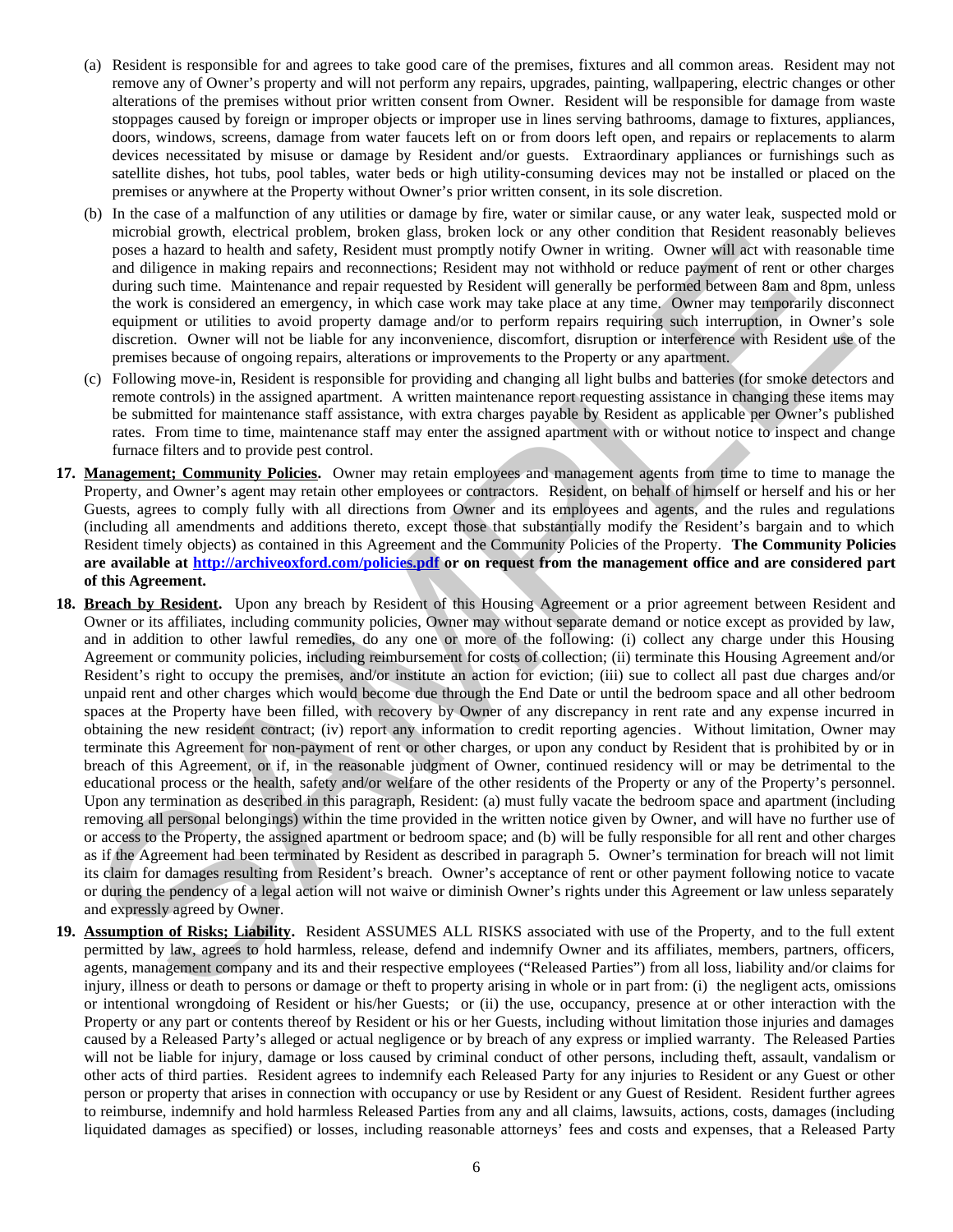(a) Resident is responsible for and agrees to take good care of the premises, fixtures and all common areas. Resident may not remove any of Owner's property and will not perform any repairs, upgrades, painting, wallpapering, electric changes or other alterations of the premises without prior written consent from Owner. Resident will be responsible for damage from waste stoppages caused by foreign or improper objects or improper use in lines serving bathrooms, damage to fixtures, appliances, doors, windows, screens, damage from water faucets left on or from doors left open, and repairs or replacements to alarm devices necessitated by misuse or damage by Resident and/or guests. Extraordinary appliances or furnishings such as satellite dishes, hot tubs, pool tables, water beds or high utility-consuming devices may not be installed or placed on the premises or anywhere at the Property without Owner's prior written consent, in its sole discretion.

(b) In the case of a malfunction of any utilities or damage by fire, water or similar cause, or any water leak, suspected mold or microbial growth, electrical problem, broken glass, broken lock or any other condition that Resident reasonably believes poses a hazard to health and safety, Resident must promptly notify Owner in writing. Owner will act with reasonable time and diligence in making repairs and reconnections; Resident may not withhold or reduce payment of rent or other charges during such time. Maintenance and repair requested by Resident will generally be performed between 8am and 8pm, unless the work is considered an emergency, in which case work may take place at any time. Owner may temporarily disconnect equipment or utilities to avoid property damage and/or to perform repairs requiring such interruption, in Owner's sole discretion. Owner will not be liable for any inconvenience, discomfort, disruption or interference with Resident use of the premises because of ongoing repairs, alterations or improvements to the Property or any apartment.

(c) Following move-in, Resident is responsible for providing and changing all light bulbs and batteries (for smoke detectors and remote controls) in the assigned apartment. A written maintenance report requesting assistance in changing these items may be submitted for maintenance staff assistance, with extra charges payable by Resident as applicable per Owner's published rates. From time to time, maintenance staff may enter the assigned apartment with or without notice to inspect and change furnace filters and to provide pest control.

**17. <u>Management; Community Policies</u>.** Owner may retain employees and management agents from time to time to manage the Property, and Owner's agent may retain other employees or contractors. Resident, on behalf of himself or herself and his or her Guests, agrees to comply fully with all directions from Owner and its employees and agents, and the rules and regulations (including all amendments and additions thereto, except those that substantially modify the Resident's bargain and to which Resident timely objects) as contained in this Agreement and the Community Policies of the Property. **The Community Policies are available at [http://archiveoxford.com/policies.pdf](http://archiveoxford.com/policies.pdf) or on request from the management office and are considered part of this Agreement.**

**18. <u>Breach by Resident</u>.** Upon any breach by Resident of this Housing Agreement or a prior agreement between Resident and Owner or its affiliates, including community policies, Owner may without separate demand or notice except as provided by law, and in addition to other lawful remedies, do any one or more of the following: (i) collect any charge under this Housing Agreement or community policies, including reimbursement for costs of collection; (ii) terminate this Housing Agreement and/or Resident's right to occupy the premises, and/or institute an action for eviction; (iii) sue to collect all past due charges and/or unpaid rent and other charges which would become due through the End Date or until the bedroom space and all other bedroom spaces at the Property have been filled, with recovery by Owner of any discrepancy in rent rate and any expense incurred in obtaining the new resident contract; (iv) report any information to credit reporting agencies. Without limitation, Owner may terminate this Agreement for non-payment of rent or other charges, or upon any conduct by Resident that is prohibited by or in breach of this Agreement, or if, in the reasonable judgment of Owner, continued residency will or may be detrimental to the educational process or the health, safety and/or welfare of the other residents of the Property or any of the Property's personnel. Upon any termination as described in this paragraph, Resident: (a) must fully vacate the bedroom space and apartment (including removing all personal belongings) within the time provided in the written notice given by Owner, and will have no further use of or access to the Property, the assigned apartment or bedroom space; and (b) will be fully responsible for all rent and other charges as if the Agreement had been terminated by Resident as described in paragraph 5. Owner's termination for breach will not limit its claim for damages resulting from Resident's breach. Owner's acceptance of rent or other payment following notice to vacate or during the pendency of a legal action will not waive or diminish Owner's rights under this Agreement or law unless separately and expressly agreed by Owner.

**19. <u>Assumption of Risks; Liability</u>.** Resident ASSUMES ALL RISKS associated with use of the Property, and to the full extent permitted by law, agrees to hold harmless, release, defend and indemnify Owner and its affiliates, members, partners, officers, agents, management company and its and their respective employees ("Released Parties") from all loss, liability and/or claims for injury, illness or death to persons or damage or theft to property arising in whole or in part from: (i) the negligent acts, omissions or intentional wrongdoing of Resident or his/her Guests; or (ii) the use, occupancy, presence at or other interaction with the Property or any part or contents thereof by Resident or his or her Guests, including without limitation those injuries and damages caused by a Released Party's alleged or actual negligence or by breach of any express or implied warranty. The Released Parties will not be liable for injury, damage or loss caused by criminal conduct of other persons, including theft, assault, vandalism or other acts of third parties. Resident agrees to indemnify each Released Party for any injuries to Resident or any Guest or other person or property that arises in connection with occupancy or use by Resident or any Guest of Resident. Resident further agrees to reimburse, indemnify and hold harmless Released Parties from any and all claims, lawsuits, actions, costs, damages (including liquidated damages as specified) or losses, including reasonable attorneys' fees and costs and expenses, that a Released Party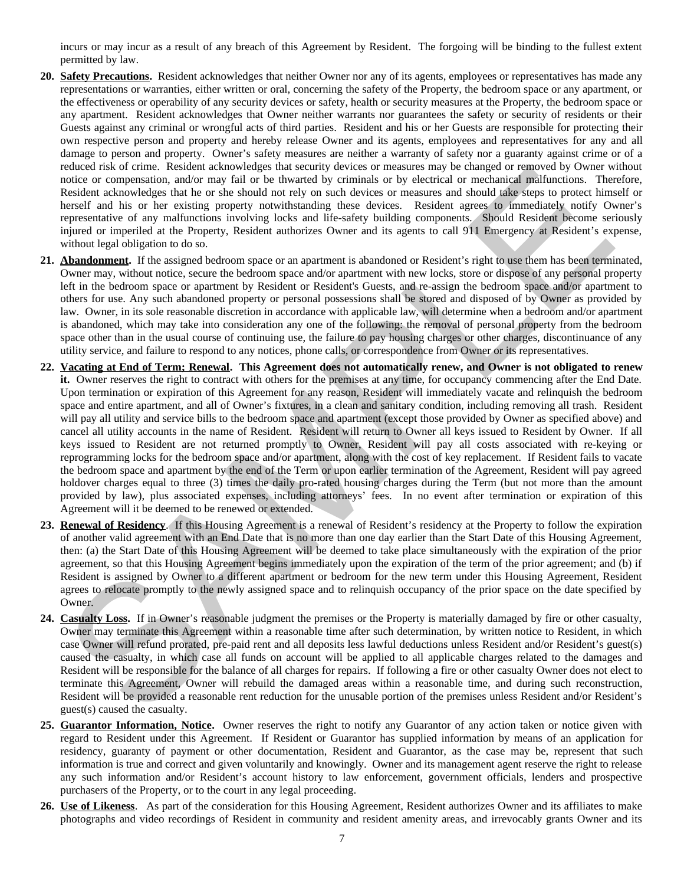incurs or may incur as a result of any breach of this Agreement by Resident. The forgoing will be binding to the fullest extent permitted by law.

**20. Safety Precautions.** Resident acknowledges that neither Owner nor any of its agents, employees or representatives has made any representations or warranties, either written or oral, concerning the safety of the Property, the bedroom space or any apartment, or the effectiveness or operability of any security devices or safety, health or security measures at the Property, the bedroom space or any apartment. Resident acknowledges that Owner neither warrants nor guarantees the safety or security of residents or their Guests against any criminal or wrongful acts of third parties. Resident and his or her Guests are responsible for protecting their own respective person and property and hereby release Owner and its agents, employees and representatives for any and all damage to person and property. Owner's safety measures are neither a warranty of safety nor a guaranty against crime or of a reduced risk of crime. Resident acknowledges that security devices or measures may be changed or removed by Owner without notice or compensation, and/or may fail or be thwarted by criminals or by electrical or mechanical malfunctions. Therefore, Resident acknowledges that he or she should not rely on such devices or measures and should take steps to protect himself or herself and his or her existing property notwithstanding these devices. Resident agrees to immediately notify Owner's representative of any malfunctions involving locks and life-safety building components. Should Resident become seriously injured or imperiled at the Property, Resident authorizes Owner and its agents to call 911 Emergency at Resident's expense, without legal obligation to do so.

**21. Abandonment.** If the assigned bedroom space or an apartment is abandoned or Resident's right to use them has been terminated, Owner may, without notice, secure the bedroom space and/or apartment with new locks, store or dispose of any personal property left in the bedroom space or apartment by Resident or Resident's Guests, and re-assign the bedroom space and/or apartment to others for use. Any such abandoned property or personal possessions shall be stored and disposed of by Owner as provided by law. Owner, in its sole reasonable discretion in accordance with applicable law, will determine when a bedroom and/or apartment is abandoned, which may take into consideration any one of the following: the removal of personal property from the bedroom space other than in the usual course of continuing use, the failure to pay housing charges or other charges, discontinuance of any utility service, and failure to respond to any notices, phone calls, or correspondence from Owner or its representatives.

**22. Vacating at End of Term; Renewal. This Agreement does not automatically renew, and Owner is not obligated to renew it.** Owner reserves the right to contract with others for the premises at any time, for occupancy commencing after the End Date. Upon termination or expiration of this Agreement for any reason, Resident will immediately vacate and relinquish the bedroom space and entire apartment, and all of Owner's fixtures, in a clean and sanitary condition, including removing all trash. Resident will pay all utility and service bills to the bedroom space and apartment (except those provided by Owner as specified above) and cancel all utility accounts in the name of Resident. Resident will return to Owner all keys issued to Resident by Owner. If all keys issued to Resident are not returned promptly to Owner, Resident will pay all costs associated with re-keying or reprogramming locks for the bedroom space and/or apartment, along with the cost of key replacement. If Resident fails to vacate the bedroom space and apartment by the end of the Term or upon earlier termination of the Agreement, Resident will pay agreed holdover charges equal to three (3) times the daily pro-rated housing charges during the Term (but not more than the amount provided by law), plus associated expenses, including attorneys' fees. In no event after termination or expiration of this Agreement will it be deemed to be renewed or extended.

**23. Renewal of Residency.** If this Housing Agreement is a renewal of Resident's residency at the Property to follow the expiration of another valid agreement with an End Date that is no more than one day earlier than the Start Date of this Housing Agreement, then: (a) the Start Date of this Housing Agreement will be deemed to take place simultaneously with the expiration of the prior agreement, so that this Housing Agreement begins immediately upon the expiration of the term of the prior agreement; and (b) if Resident is assigned by Owner to a different apartment or bedroom for the new term under this Housing Agreement, Resident agrees to relocate promptly to the newly assigned space and to relinquish occupancy of the prior space on the date specified by Owner.

**24. Casualty Loss.** If in Owner's reasonable judgment the premises or the Property is materially damaged by fire or other casualty, Owner may terminate this Agreement within a reasonable time after such determination, by written notice to Resident, in which case Owner will refund prorated, pre-paid rent and all deposits less lawful deductions unless Resident and/or Resident's guest(s) caused the casualty, in which case all funds on account will be applied to all applicable charges related to the damages and Resident will be responsible for the balance of all charges for repairs. If following a fire or other casualty Owner does not elect to terminate this Agreement, Owner will rebuild the damaged areas within a reasonable time, and during such reconstruction, Resident will be provided a reasonable rent reduction for the unusable portion of the premises unless Resident and/or Resident's guest(s) caused the casualty.

**25. Guarantor Information, Notice.** Owner reserves the right to notify any Guarantor of any action taken or notice given with regard to Resident under this Agreement. If Resident or Guarantor has supplied information by means of an application for residency, guaranty of payment or other documentation, Resident and Guarantor, as the case may be, represent that such information is true and correct and given voluntarily and knowingly. Owner and its management agent reserve the right to release any such information and/or Resident's account history to law enforcement, government officials, lenders and prospective purchasers of the Property, or to the court in any legal proceeding.

**26. Use of Likeness.** As part of the consideration for this Housing Agreement, Resident authorizes Owner and its affiliates to make photographs and video recordings of Resident in community and resident amenity areas, and irrevocably grants Owner and its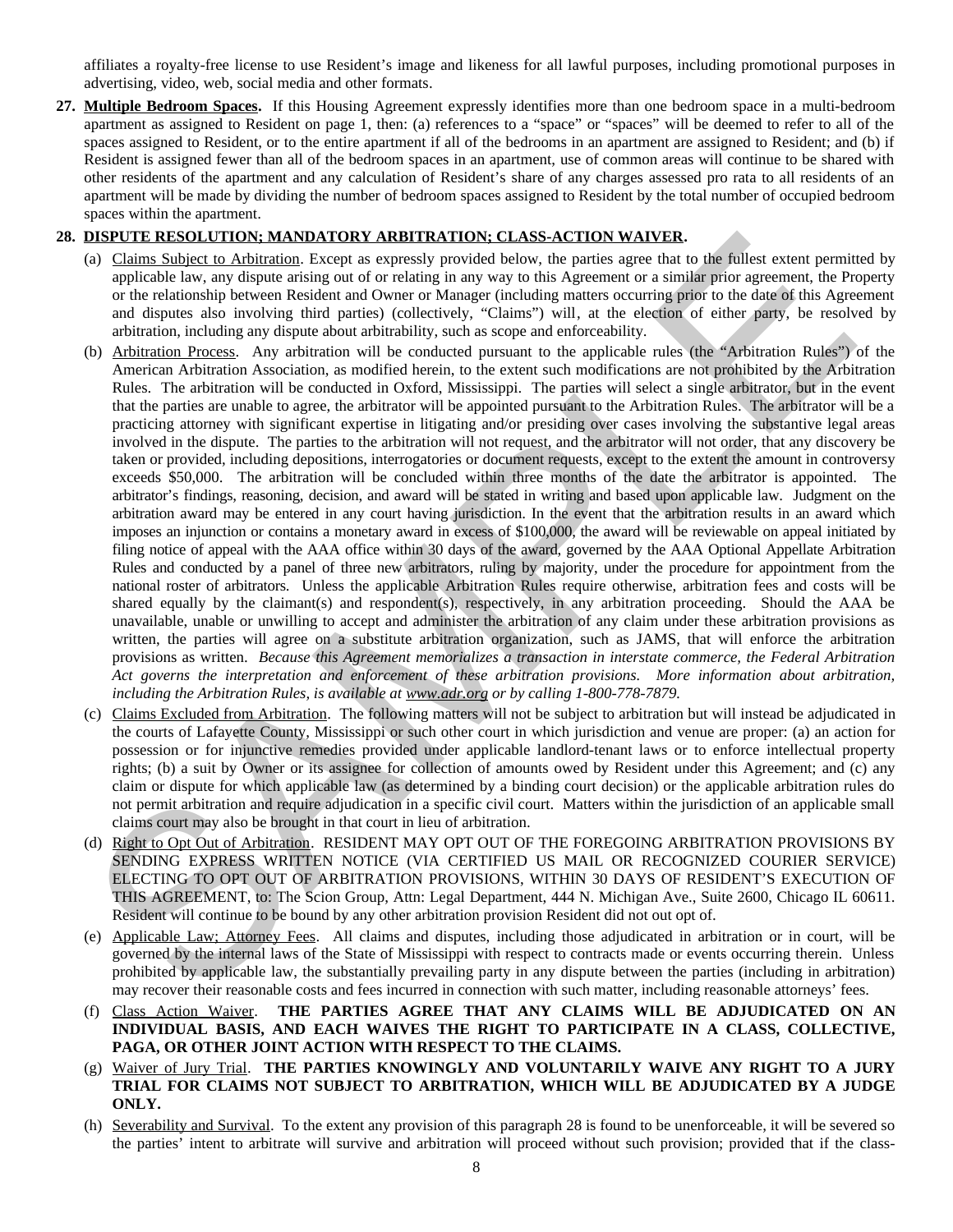affiliates a royalty-free license to use Resident's image and likeness for all lawful purposes, including promotional purposes in advertising, video, web, social media and other formats.

**27. Multiple Bedroom Spaces.** If this Housing Agreement expressly identifies more than one bedroom space in a multi-bedroom apartment as assigned to Resident on page 1, then: (a) references to a "space" or "spaces" will be deemed to refer to all of the spaces assigned to Resident, or to the entire apartment if all of the bedrooms in an apartment are assigned to Resident; and (b) if Resident is assigned fewer than all of the bedroom spaces in an apartment, use of common areas will continue to be shared with other residents of the apartment and any calculation of Resident's share of any charges assessed pro rata to all residents of an apartment will be made by dividing the number of bedroom spaces assigned to Resident by the total number of occupied bedroom spaces within the apartment.

**28. DISPUTE RESOLUTION; MANDATORY ARBITRATION; CLASS-ACTION WAIVER.**

(a) Claims Subject to Arbitration. Except as expressly provided below, the parties agree that to the fullest extent permitted by applicable law, any dispute arising out of or relating in any way to this Agreement or a similar prior agreement, the Property or the relationship between Resident and Owner or Manager (including matters occurring prior to the date of this Agreement and disputes also involving third parties) (collectively, "Claims") will, at the election of either party, be resolved by arbitration, including any dispute about arbitrability, such as scope and enforceability.

(b) Arbitration Process. Any arbitration will be conducted pursuant to the applicable rules (the "Arbitration Rules") of the American Arbitration Association, as modified herein, to the extent such modifications are not prohibited by the Arbitration Rules. The arbitration will be conducted in Oxford, Mississippi. The parties will select a single arbitrator, but in the event that the parties are unable to agree, the arbitrator will be appointed pursuant to the Arbitration Rules. The arbitrator will be a practicing attorney with significant expertise in litigating and/or presiding over cases involving the substantive legal areas involved in the dispute. The parties to the arbitration will not request, and the arbitrator will not order, that any discovery be taken or provided, including depositions, interrogatories or document requests, except to the extent the amount in controversy exceeds \$50,000. The arbitration will be concluded within three months of the date the arbitrator is appointed. The arbitrator's findings, reasoning, decision, and award will be stated in writing and based upon applicable law. Judgment on the arbitration award may be entered in any court having jurisdiction. In the event that the arbitration results in an award which imposes an injunction or contains a monetary award in excess of \$100,000, the award will be reviewable on appeal initiated by filing notice of appeal with the AAA office within 30 days of the award, governed by the AAA Optional Appellate Arbitration Rules and conducted by a panel of three new arbitrators, ruling by majority, under the procedure for appointment from the national roster of arbitrators. Unless the applicable Arbitration Rules require otherwise, arbitration fees and costs will be shared equally by the claimant(s) and respondent(s), respectively, in any arbitration proceeding. Should the AAA be unavailable, unable or unwilling to accept and administer the arbitration of any claim under these arbitration provisions as written, the parties will agree on a substitute arbitration organization, such as JAMS, that will enforce the arbitration provisions as written. *Because this Agreement memorializes a transaction in interstate commerce, the Federal Arbitration Act governs the interpretation and enforcement of these arbitration provisions. More information about arbitration, including the Arbitration Rules, is available at www.adr.org or by calling 1-800-778-7879.*

(c) Claims Excluded from Arbitration. The following matters will not be subject to arbitration but will instead be adjudicated in the courts of Lafayette County, Mississippi or such other court in which jurisdiction and venue are proper: (a) an action for possession or for injunctive remedies provided under applicable landlord-tenant laws or to enforce intellectual property rights; (b) a suit by Owner or its assignee for collection of amounts owed by Resident under this Agreement; and (c) any claim or dispute for which applicable law (as determined by a binding court decision) or the applicable arbitration rules do not permit arbitration and require adjudication in a specific civil court. Matters within the jurisdiction of an applicable small claims court may also be brought in that court in lieu of arbitration.

(d) Right to Opt Out of Arbitration. RESIDENT MAY OPT OUT OF THE FOREGOING ARBITRATION PROVISIONS BY SENDING EXPRESS WRITTEN NOTICE (VIA CERTIFIED US MAIL OR RECOGNIZED COURIER SERVICE) ELECTING TO OPT OUT OF ARBITRATION PROVISIONS, WITHIN 30 DAYS OF RESIDENT'S EXECUTION OF THIS AGREEMENT, to: The Scion Group, Attn: Legal Department, 444 N. Michigan Ave., Suite 2600, Chicago IL 60611. Resident will continue to be bound by any other arbitration provision Resident did not out opt of.

(e) Applicable Law; Attorney Fees. All claims and disputes, including those adjudicated in arbitration or in court, will be governed by the internal laws of the State of Mississippi with respect to contracts made or events occurring therein. Unless prohibited by applicable law, the substantially prevailing party in any dispute between the parties (including in arbitration) may recover their reasonable costs and fees incurred in connection with such matter, including reasonable attorneys' fees.

(f) Class Action Waiver. **THE PARTIES AGREE THAT ANY CLAIMS WILL BE ADJUDICATED ON AN INDIVIDUAL BASIS, AND EACH WAIVES THE RIGHT TO PARTICIPATE IN A CLASS, COLLECTIVE, PAGA, OR OTHER JOINT ACTION WITH RESPECT TO THE CLAIMS.**

(g) Waiver of Jury Trial. **THE PARTIES KNOWINGLY AND VOLUNTARILY WAIVE ANY RIGHT TO A JURY TRIAL FOR CLAIMS NOT SUBJECT TO ARBITRATION, WHICH WILL BE ADJUDICATED BY A JUDGE ONLY.**

(h) Severability and Survival. To the extent any provision of this paragraph 28 is found to be unenforceable, it will be severed so the parties' intent to arbitrate will survive and arbitration will proceed without such provision; provided that if the class-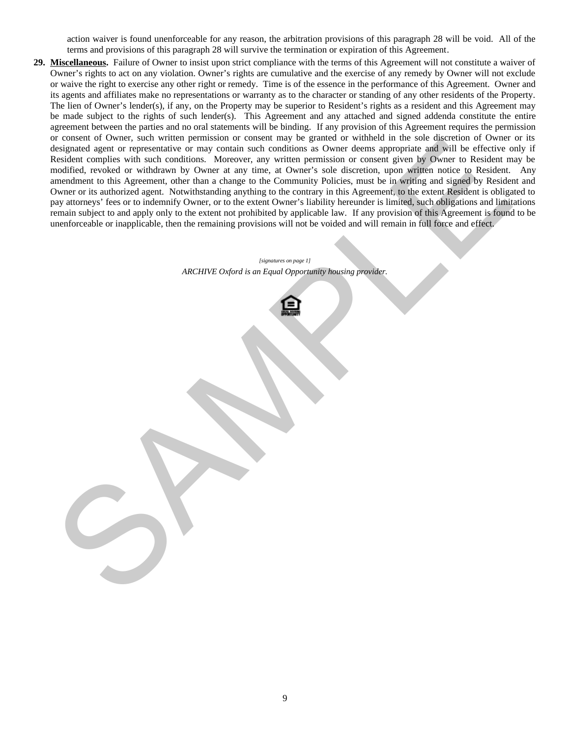action waiver is found unenforceable for any reason, the arbitration provisions of this paragraph 28 will be void. All of the terms and provisions of this paragraph 28 will survive the termination or expiration of this Agreement.

**29. Miscellaneous.** Failure of Owner to insist upon strict compliance with the terms of this Agreement will not constitute a waiver of Owner's rights to act on any violation. Owner's rights are cumulative and the exercise of any remedy by Owner will not exclude or waive the right to exercise any other right or remedy. Time is of the essence in the performance of this Agreement. Owner and its agents and affiliates make no representations or warranty as to the character or standing of any other residents of the Property. The lien of Owner's lender(s), if any, on the Property may be superior to Resident's rights as a resident and this Agreement may be made subject to the rights of such lender(s). This Agreement and any attached and signed addenda constitute the entire agreement between the parties and no oral statements will be binding. If any provision of this Agreement requires the permission or consent of Owner, such written permission or consent may be granted or withheld in the sole discretion of Owner or its designated agent or representative or may contain such conditions as Owner deems appropriate and will be effective only if Resident complies with such conditions. Moreover, any written permission or consent given by Owner to Resident may be modified, revoked or withdrawn by Owner at any time, at Owner's sole discretion, upon written notice to Resident. Any amendment to this Agreement, other than a change to the Community Policies, must be in writing and signed by Resident and Owner or its authorized agent. Notwithstanding anything to the contrary in this Agreement, to the extent Resident is obligated to pay attorneys' fees or to indemnify Owner, or to the extent Owner's liability hereunder is limited, such obligations and limitations remain subject to and apply only to the extent not prohibited by applicable law. If any provision of this Agreement is found to be unenforceable or inapplicable, then the remaining provisions will not be voided and will remain in full force and effect.

*[signatures on page 1]*

*ARCHIVE Oxford is an Equal Opportunity housing provider.*

SAMPLE